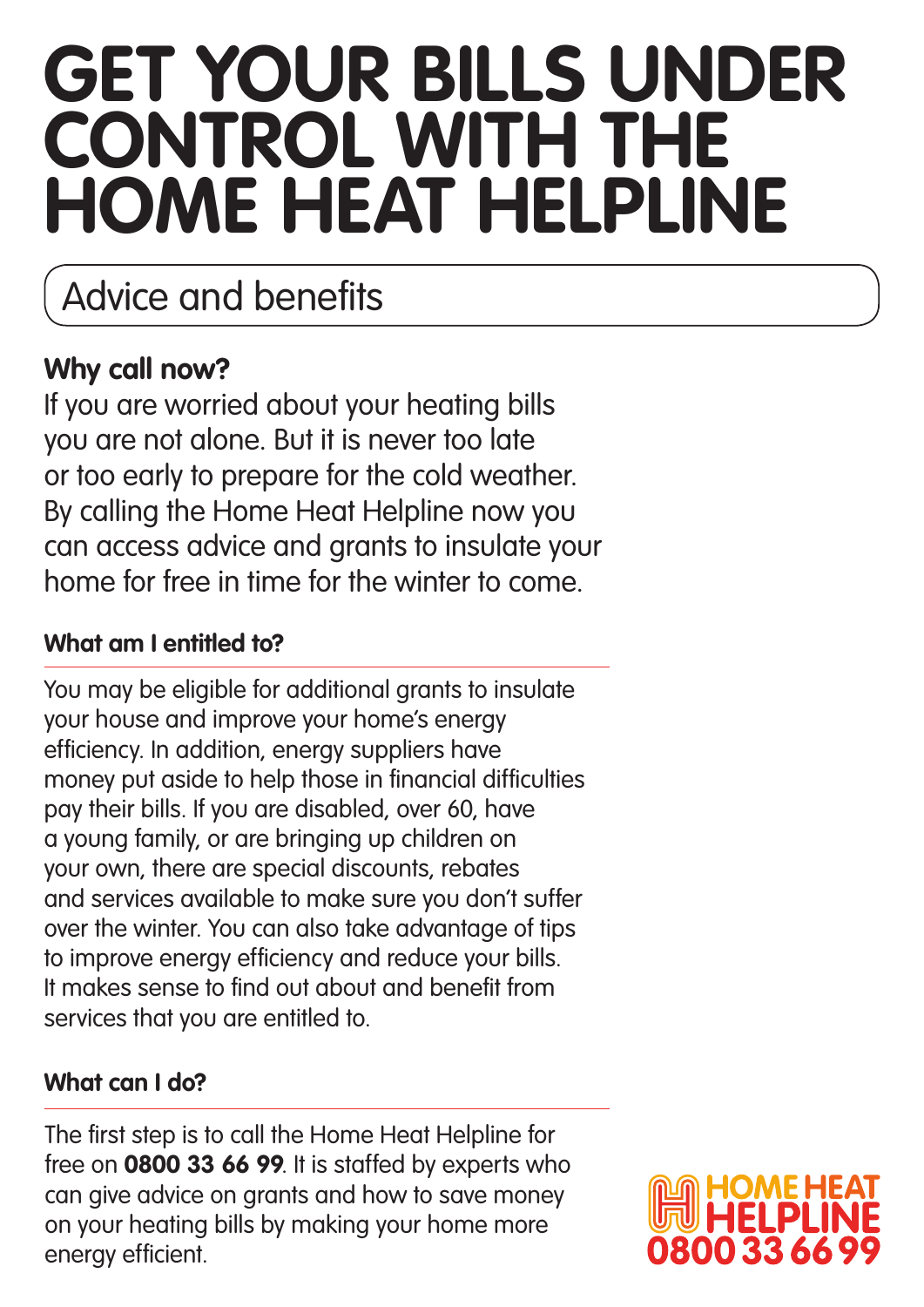# GET YOUR BILLS UNDER CONTROL WITH THE HOME HEAT HELPLINE

## Advice and benefits

### Why call now?

If you are worried about your heating bills you are not alone. But it is never too late or too early to prepare for the cold weather. By calling the Home Heat Helpline now you can access advice and grants to insulate your home for free in time for the winter to come.

#### What am I entitled to?

You may be eligible for additional grants to insulate your house and improve your home's energy efficiency. In addition, energy suppliers have money put aside to help those in financial difficulties pay their bills. If you are disabled, over 60, have a young family, or are bringing up children on your own, there are special discounts, rebates and services available to make sure you don't suffer over the winter. You can also take advantage of tips to improve energy efficiency and reduce your bills. It makes sense to find out about and benefit from services that you are entitled to.

#### What can I do?

The first step is to call the Home Heat Helpline for free on **0800 33 66 99**. It is staffed by experts who can give advice on grants and how to save money on your heating bills by making your home more energy efficient.

HOME HEAT HELPLINE 0800 33 66 99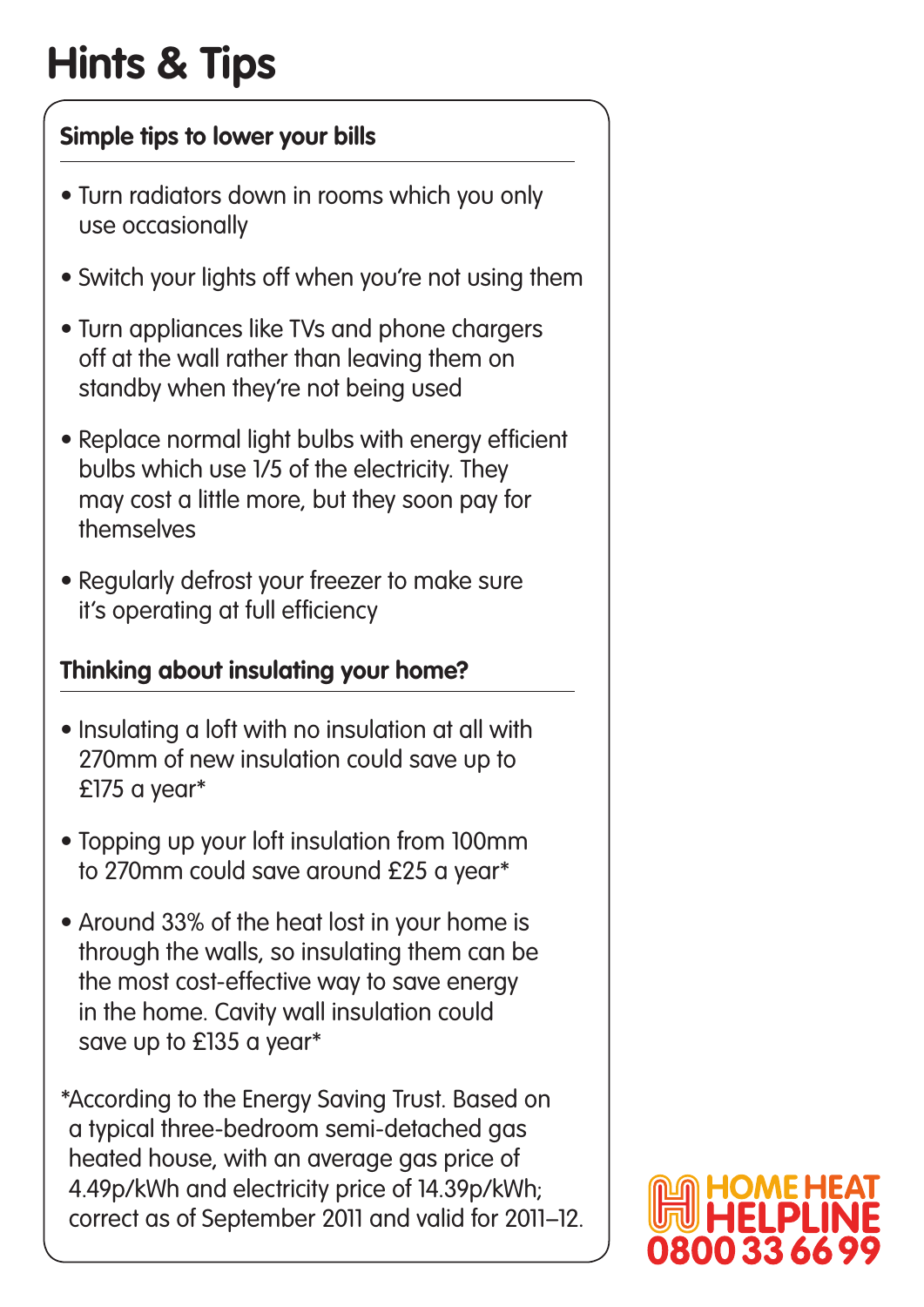# Hints & Tips

### Simple tips to lower your bills

- Turn radiators down in rooms which you only use occasionally
- Switch your lights off when you're not using them
- Turn appliances like TVs and phone chargers off at the wall rather than leaving them on standby when they're not being used
- Replace normal light bulbs with energy efficient bulbs which use 1/5 of the electricity. They may cost a little more, but they soon pay for themselves
- Regularly defrost your freezer to make sure it's operating at full efficiency

### Thinking about insulating your home?

- Insulating a loft with no insulation at all with 270mm of new insulation could save up to £175 a year*
- Topping up your loft insulation from 100mm to 270mm could save around £25 a year*
- Around 33% of the heat lost in your home is through the walls, so insulating them can be the most cost-effective way to save energy in the home. Cavity wall insulation could save up to £135 a year*

*According to the Energy Saving Trust. Based on a typical three-bedroom semi-detached gas heated house, with an average gas price of 4.49p/kWh and electricity price of 14.39p/kWh; correct as of September 2011 and valid for 2011–12.

**HOME HEAT HELPLINE**
**0800 33 66 99**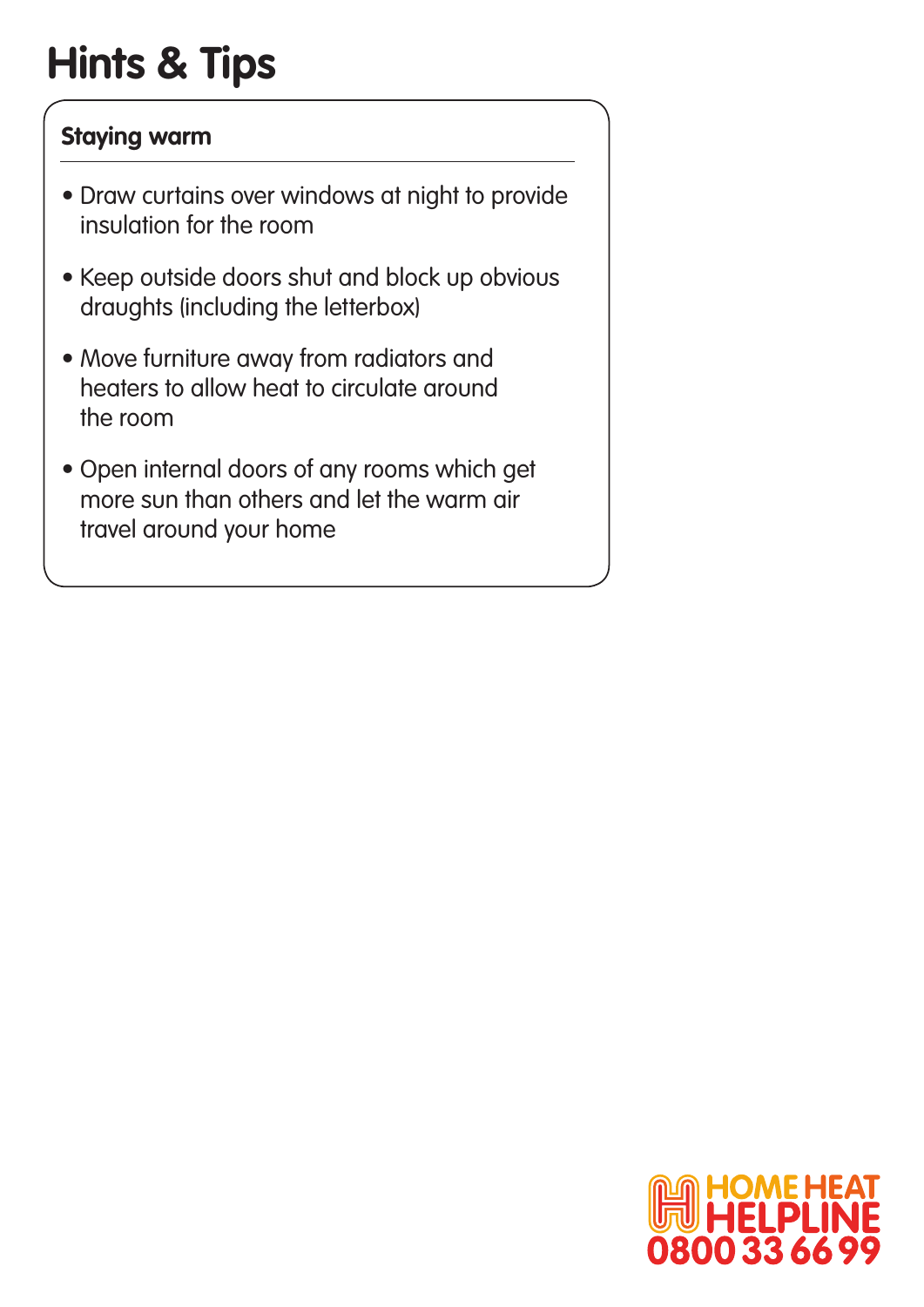# Hints & Tips

## Staying warm

- Draw curtains over windows at night to provide insulation for the room
- Keep outside doors shut and block up obvious draughts (including the letterbox)
- Move furniture away from radiators and heaters to allow heat to circulate around the room
- Open internal doors of any rooms which get more sun than others and let the warm air travel around your home

HOME HEAT HELPLINE 0800 33 66 99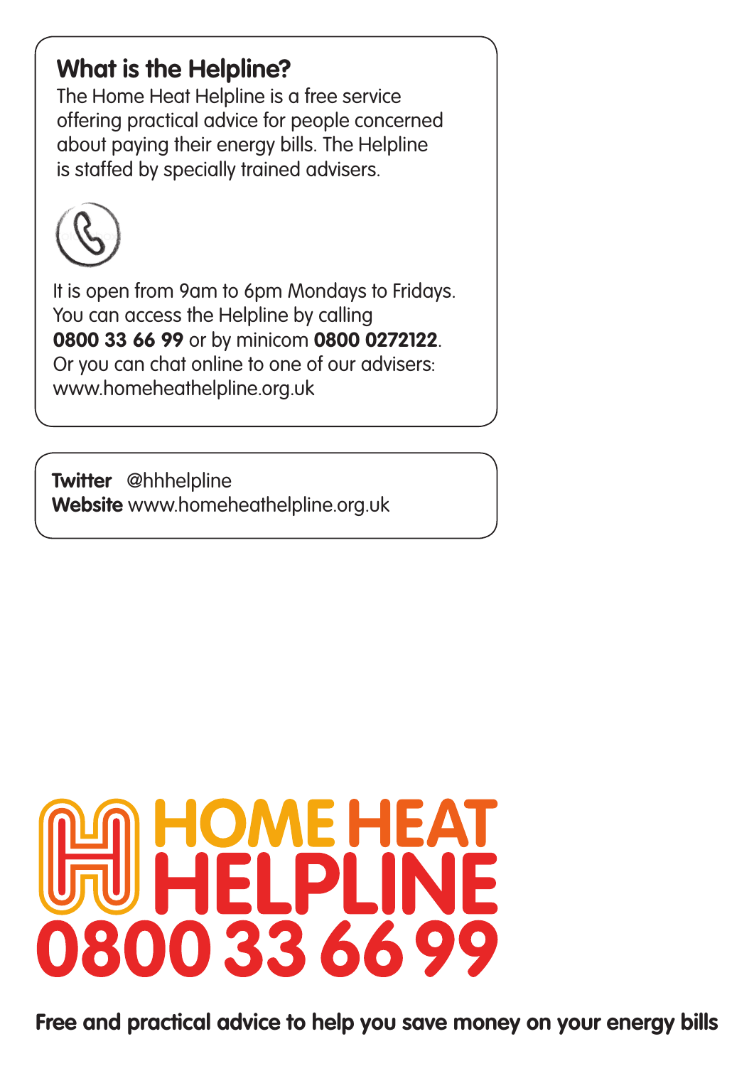## What is the Helpline?

The Home Heat Helpline is a free service offering practical advice for people concerned about paying their energy bills. The Helpline is staffed by specially trained advisers.

It is open from 9am to 6pm Mondays to Fridays. You can access the Helpline by calling **0800 33 66 99** or by minicom **0800 0272122**. Or you can chat online to one of our advisers: www.homeheathelpline.org.uk

**Twitter** @hhhelpline
**Website** www.homeheathelpline.org.uk

HOME HEAT HELPLINE
0800 33 66 99

**Free and practical advice to help you save money on your energy bills**